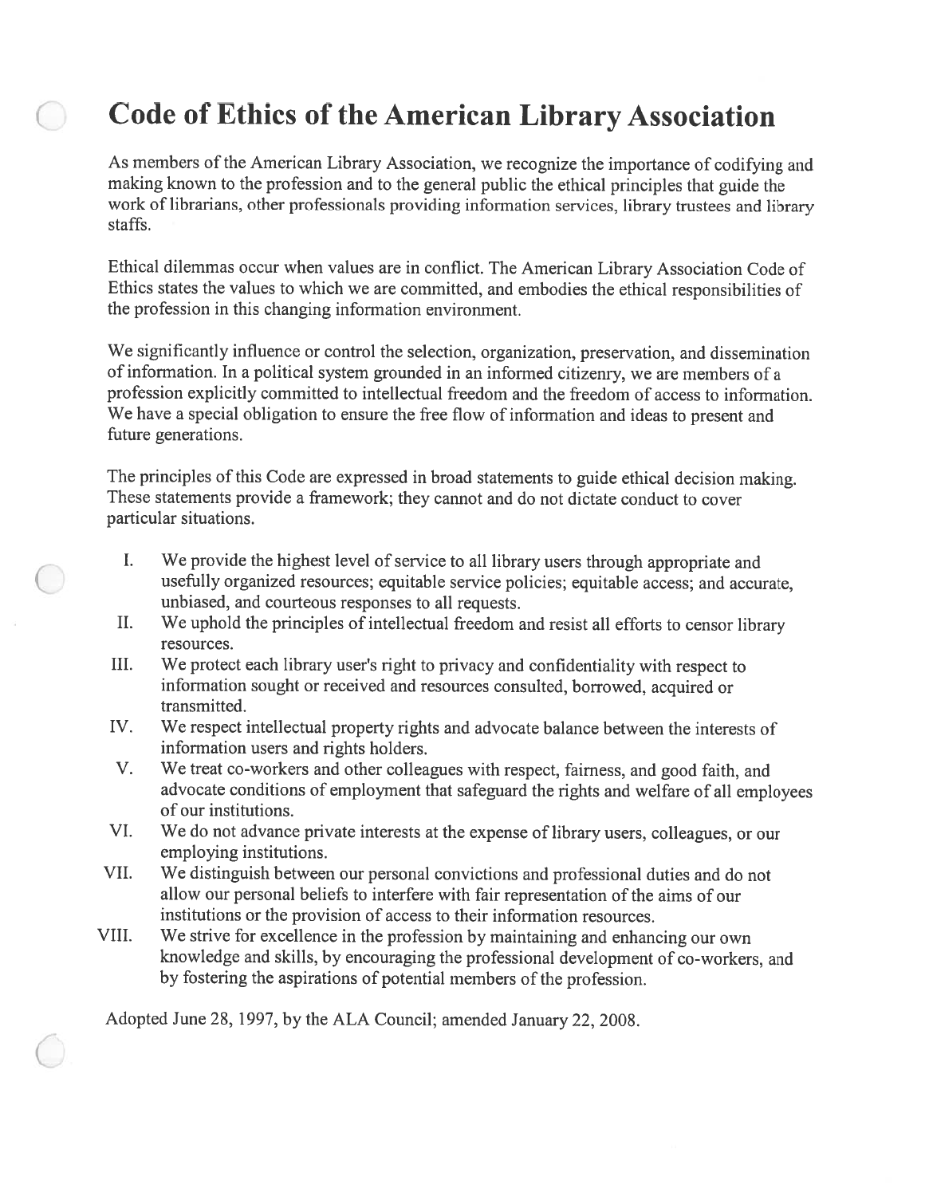# Code of Ethics of the American Library Association

As members of the American Library Association, we recognize the importance of codifying and making known to the profession and to the general public the ethical principles that guide the work of librarians, other professionals providing information services, library trustees and library staffs.

Ethical dilemmas occur when values are in conflict. The American Library Association Code of Ethics states the values to which we are committed, and embodies the ethical responsibilities of the profession in this changing information environment.

We significantly influence or control the selection, organization, preservation, and dissemination of information. In a political system grounded in an informed citizenry, we are members of a profession explicitly committed to intellectual freedom and the freedom of access to information. We have a special obligation to ensure the free flow of information and ideas to present and future generations.

The principles of this Code are expressed in broad statements to guide ethical decision making. These statements provide a framework; they cannot and do not dictate conduct to cover particular situations.

I. We provide the highest level of service to all library users through appropriate and usefully organized resources; equitable service policies; equitable access; and accurate, unbiased, and courteous responses to all requests.

II. We uphold the principles of intellectual freedom and resist all efforts to censor library resources.

III. We protect each library user's right to privacy and confidentiality with respect to information sought or received and resources consulted, borrowed, acquired or transmitted.

IV. We respect intellectual property rights and advocate balance between the interests of information users and rights holders.

V. We treat co-workers and other colleagues with respect, fairness, and good faith, and advocate conditions of employment that safeguard the rights and welfare of all employees of our institutions.

VI. We do not advance private interests at the expense of library users, colleagues, or our employing institutions.

VII. We distinguish between our personal convictions and professional duties and do not allow our personal beliefs to interfere with fair representation of the aims of our institutions or the provision of access to their information resources.

VIII. We strive for excellence in the profession by maintaining and enhancing our own knowledge and skills, by encouraging the professional development of co-workers, and by fostering the aspirations of potential members of the profession.

Adopted June 28, 1997, by the ALA Council; amended January 22, 2008.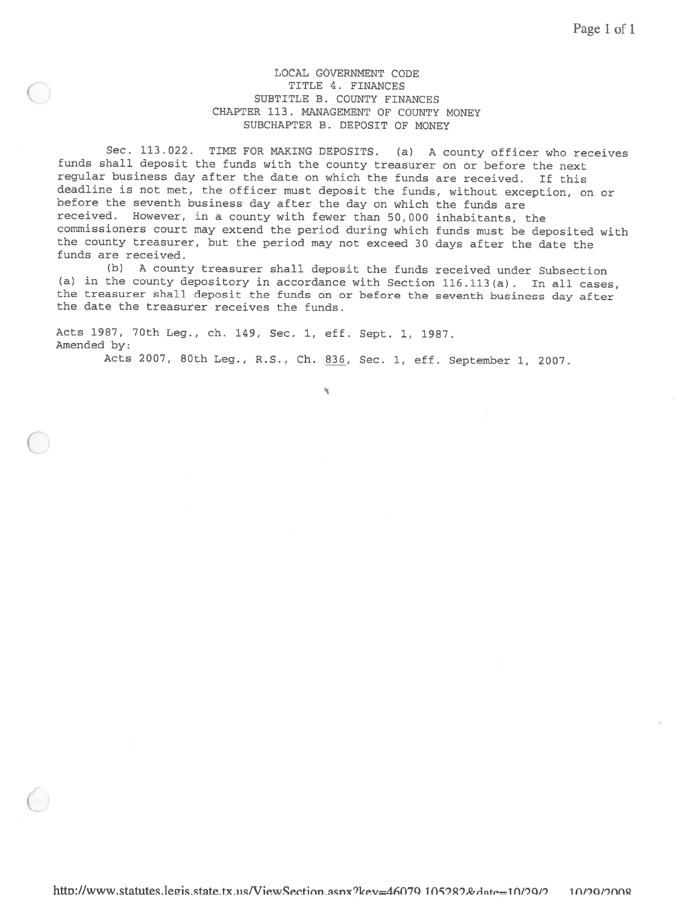LOCAL GOVERNMENT CODE
TITLE 4. FINANCES
SUBTITLE B. COUNTY FINANCES
CHAPTER 113. MANAGEMENT OF COUNTY MONEY
SUBCHAPTER B. DEPOSIT OF MONEY

Sec. 113.022. TIME FOR MAKING DEPOSITS. (a) A county officer who receives funds shall deposit the funds with the county treasurer on or before the next regular business day after the date on which the funds are received. If this deadline is not met, the officer must deposit the funds, without exception, on or before the seventh business day after the day on which the funds are received. However, in a county with fewer than 50,000 inhabitants, the commissioners court may extend the period during which funds must be deposited with the county treasurer, but the period may not exceed 30 days after the date the funds are received.

(b) A county treasurer shall deposit the funds received under Subsection (a) in the county depository in accordance with Section 116.113(a). In all cases, the treasurer shall deposit the funds on or before the seventh business day after the date the treasurer receives the funds.

Acts 1987, 70th Leg., ch. 149, Sec. 1, eff. Sept. 1, 1987.
Amended by:

Acts 2007, 80th Leg., R.S., Ch. 836, Sec. 1, eff. September 1, 2007.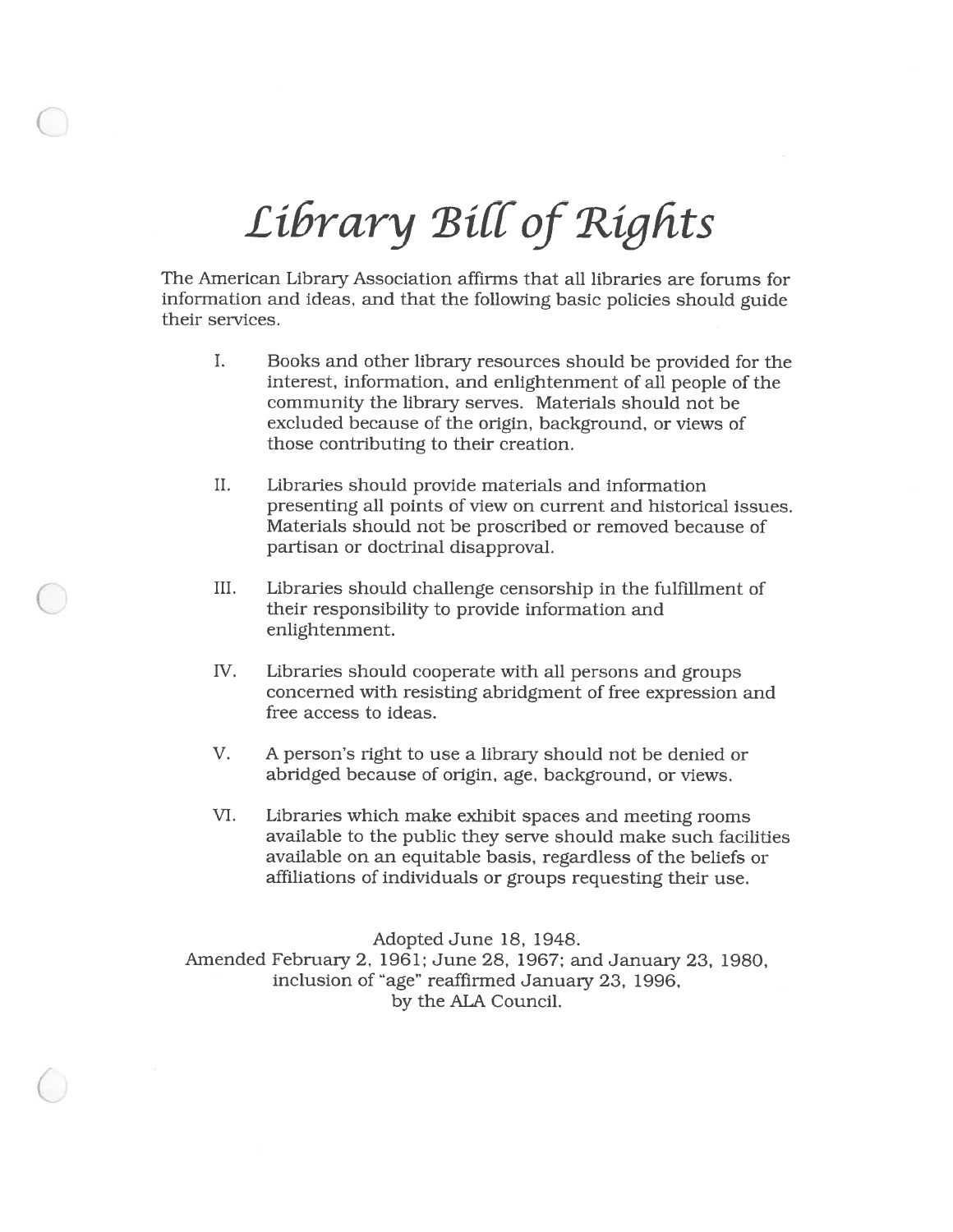# *Library Bill of Rights*

The American Library Association affirms that all libraries are forums for information and ideas, and that the following basic policies should guide their services.

I. Books and other library resources should be provided for the interest, information, and enlightenment of all people of the community the library serves. Materials should not be excluded because of the origin, background, or views of those contributing to their creation.

II. Libraries should provide materials and information presenting all points of view on current and historical issues. Materials should not be proscribed or removed because of partisan or doctrinal disapproval.

III. Libraries should challenge censorship in the fulfillment of their responsibility to provide information and enlightenment.

IV. Libraries should cooperate with all persons and groups concerned with resisting abridgment of free expression and free access to ideas.

V. A person's right to use a library should not be denied or abridged because of origin, age, background, or views.

VI. Libraries which make exhibit spaces and meeting rooms available to the public they serve should make such facilities available on an equitable basis, regardless of the beliefs or affiliations of individuals or groups requesting their use.

Adopted June 18, 1948.
Amended February 2, 1961; June 28, 1967; and January 23, 1980,
inclusion of "age" reaffirmed January 23, 1996,
by the ALA Council.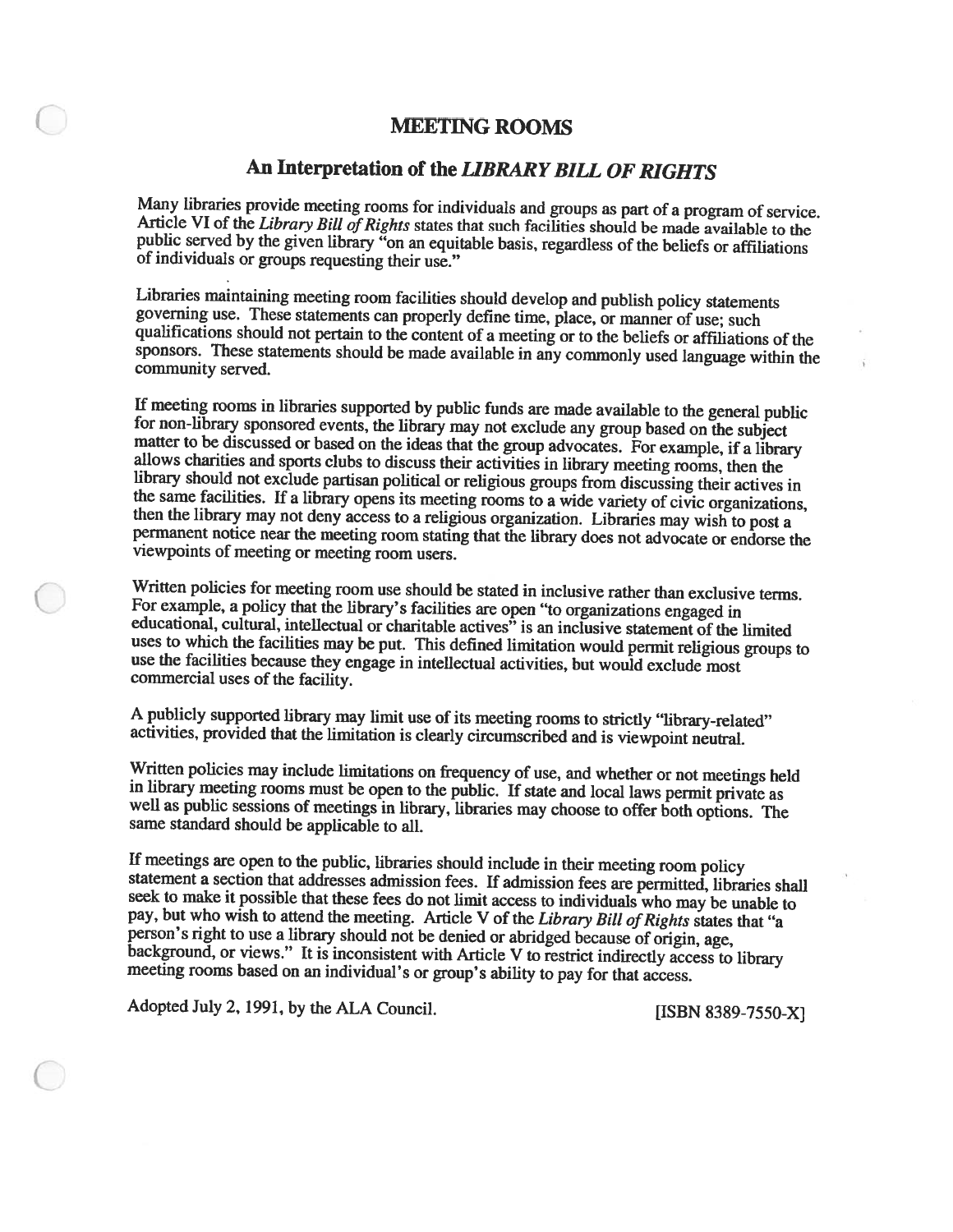# MEETING ROOMS

## An Interpretation of the *LIBRARY BILL OF RIGHTS*

Many libraries provide meeting rooms for individuals and groups as part of a program of service. Article VI of the *Library Bill of Rights* states that such facilities should be made available to the public served by the given library "on an equitable basis, regardless of the beliefs or affiliations of individuals or groups requesting their use."

Libraries maintaining meeting room facilities should develop and publish policy statements governing use. These statements can properly define time, place, or manner of use; such qualifications should not pertain to the content of a meeting or to the beliefs or affiliations of the sponsors. These statements should be made available in any commonly used language within the community served.

If meeting rooms in libraries supported by public funds are made available to the general public for non-library sponsored events, the library may not exclude any group based on the subject matter to be discussed or based on the ideas that the group advocates. For example, if a library allows charities and sports clubs to discuss their activities in library meeting rooms, then the library should not exclude partisan political or religious groups from discussing their actives in the same facilities. If a library opens its meeting rooms to a wide variety of civic organizations, then the library may not deny access to a religious organization. Libraries may wish to post a permanent notice near the meeting room stating that the library does not advocate or endorse the viewpoints of meeting or meeting room users.

Written policies for meeting room use should be stated in inclusive rather than exclusive terms. For example, a policy that the library's facilities are open "to organizations engaged in educational, cultural, intellectual or charitable actives" is an inclusive statement of the limited uses to which the facilities may be put. This defined limitation would permit religious groups to use the facilities because they engage in intellectual activities, but would exclude most commercial uses of the facility.

A publicly supported library may limit use of its meeting rooms to strictly "library-related" activities, provided that the limitation is clearly circumscribed and is viewpoint neutral.

Written policies may include limitations on frequency of use, and whether or not meetings held in library meeting rooms must be open to the public. If state and local laws permit private as well as public sessions of meetings in library, libraries may choose to offer both options. The same standard should be applicable to all.

If meetings are open to the public, libraries should include in their meeting room policy statement a section that addresses admission fees. If admission fees are permitted, libraries shall seek to make it possible that these fees do not limit access to individuals who may be unable to pay, but who wish to attend the meeting. Article V of the *Library Bill of Rights* states that "a person's right to use a library should not be denied or abridged because of origin, age, background, or views." It is inconsistent with Article V to restrict indirectly access to library meeting rooms based on an individual's or group's ability to pay for that access.

Adopted July 2, 1991, by the ALA Council. [ISBN 8389-7550-X]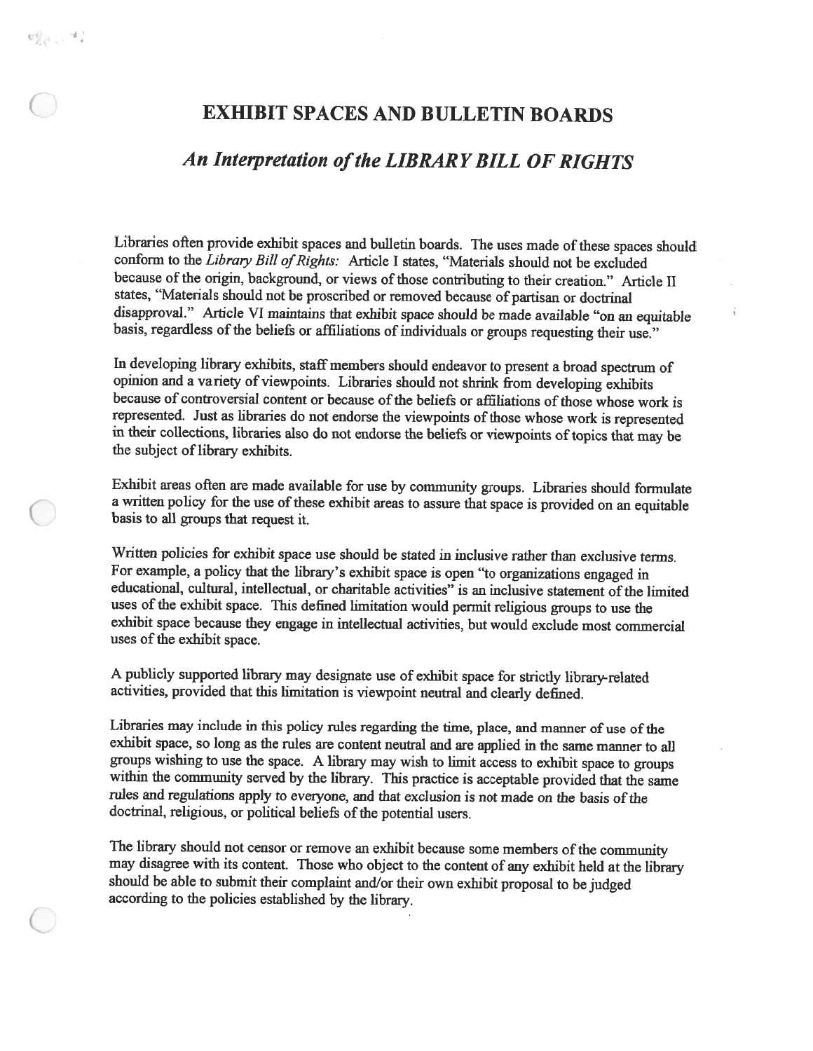# EXHIBIT SPACES AND BULLETIN BOARDS

## *An Interpretation of the LIBRARY BILL OF RIGHTS*

Libraries often provide exhibit spaces and bulletin boards. The uses made of these spaces should conform to the *Library Bill of Rights:* Article I states, "Materials should not be excluded because of the origin, background, or views of those contributing to their creation." Article II states, "Materials should not be proscribed or removed because of partisan or doctrinal disapproval." Article VI maintains that exhibit space should be made available "on an equitable basis, regardless of the beliefs or affiliations of individuals or groups requesting their use."

In developing library exhibits, staff members should endeavor to present a broad spectrum of opinion and a variety of viewpoints. Libraries should not shrink from developing exhibits because of controversial content or because of the beliefs or affiliations of those whose work is represented. Just as libraries do not endorse the viewpoints of those whose work is represented in their collections, libraries also do not endorse the beliefs or viewpoints of topics that may be the subject of library exhibits.

Exhibit areas often are made available for use by community groups. Libraries should formulate a written policy for the use of these exhibit areas to assure that space is provided on an equitable basis to all groups that request it.

Written policies for exhibit space use should be stated in inclusive rather than exclusive terms. For example, a policy that the library's exhibit space is open "to organizations engaged in educational, cultural, intellectual, or charitable activities" is an inclusive statement of the limited uses of the exhibit space. This defined limitation would permit religious groups to use the exhibit space because they engage in intellectual activities, but would exclude most commercial uses of the exhibit space.

A publicly supported library may designate use of exhibit space for strictly library-related activities, provided that this limitation is viewpoint neutral and clearly defined.

Libraries may include in this policy rules regarding the time, place, and manner of use of the exhibit space, so long as the rules are content neutral and are applied in the same manner to all groups wishing to use the space. A library may wish to limit access to exhibit space to groups within the community served by the library. This practice is acceptable provided that the same rules and regulations apply to everyone, and that exclusion is not made on the basis of the doctrinal, religious, or political beliefs of the potential users.

The library should not censor or remove an exhibit because some members of the community may disagree with its content. Those who object to the content of any exhibit held at the library should be able to submit their complaint and/or their own exhibit proposal to be judged according to the policies established by the library.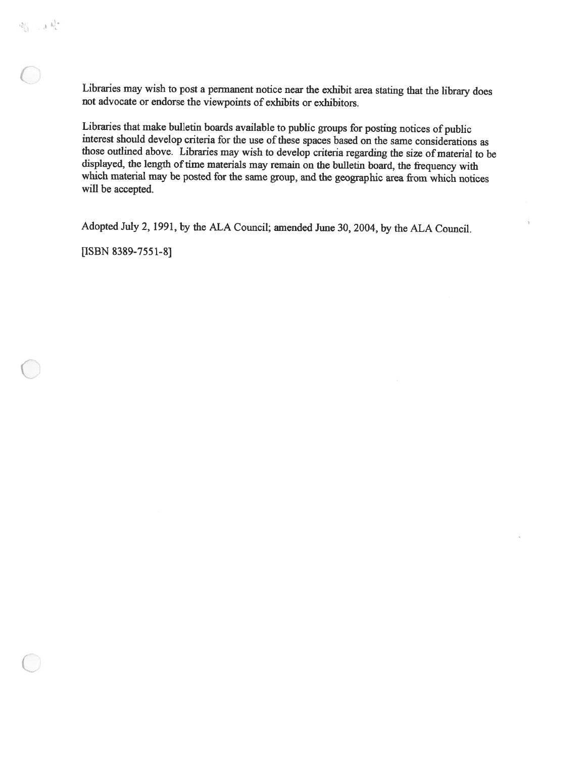Libraries may wish to post a permanent notice near the exhibit area stating that the library does not advocate or endorse the viewpoints of exhibits or exhibitors.

Libraries that make bulletin boards available to public groups for posting notices of public interest should develop criteria for the use of these spaces based on the same considerations as those outlined above. Libraries may wish to develop criteria regarding the size of material to be displayed, the length of time materials may remain on the bulletin board, the frequency with which material may be posted for the same group, and the geographic area from which notices will be accepted.

Adopted July 2, 1991, by the ALA Council; amended June 30, 2004, by the ALA Council.

[ISBN 8389-7551-8]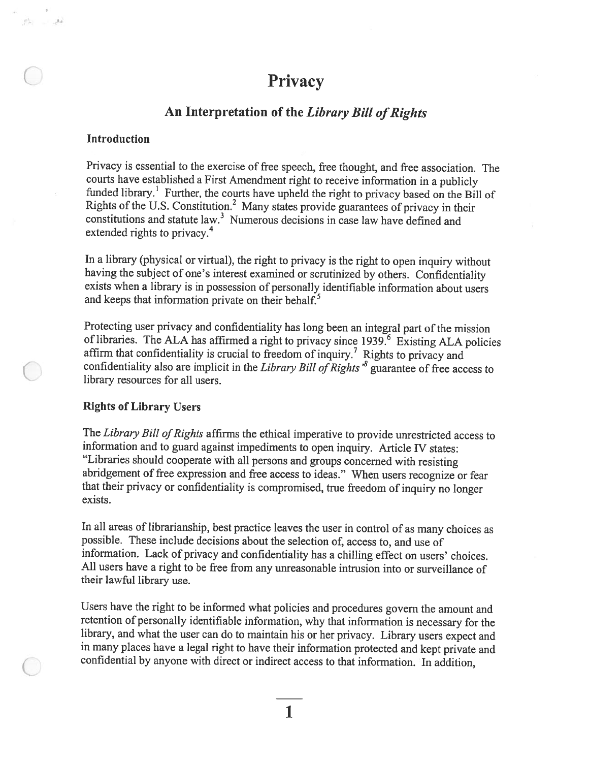# Privacy

## An Interpretation of the *Library Bill of Rights*

### Introduction

Privacy is essential to the exercise of free speech, free thought, and free association. The courts have established a First Amendment right to receive information in a publicly funded library.[1] Further, the courts have upheld the right to privacy based on the Bill of Rights of the U.S. Constitution.[2] Many states provide guarantees of privacy in their constitutions and statute law.[3] Numerous decisions in case law have defined and extended rights to privacy.[4]

In a library (physical or virtual), the right to privacy is the right to open inquiry without having the subject of one's interest examined or scrutinized by others. Confidentiality exists when a library is in possession of personally identifiable information about users and keeps that information private on their behalf.[5]

Protecting user privacy and confidentiality has long been an integral part of the mission of libraries. The ALA has affirmed a right to privacy since 1939.[6] Existing ALA policies affirm that confidentiality is crucial to freedom of inquiry.[7] Rights to privacy and confidentiality also are implicit in the *Library Bill of Rights*[8] guarantee of free access to library resources for all users.

### Rights of Library Users

The *Library Bill of Rights* affirms the ethical imperative to provide unrestricted access to information and to guard against impediments to open inquiry. Article IV states: "Libraries should cooperate with all persons and groups concerned with resisting abridgement of free expression and free access to ideas." When users recognize or fear that their privacy or confidentiality is compromised, true freedom of inquiry no longer exists.

In all areas of librarianship, best practice leaves the user in control of as many choices as possible. These include decisions about the selection of, access to, and use of information. Lack of privacy and confidentiality has a chilling effect on users' choices. All users have a right to be free from any unreasonable intrusion into or surveillance of their lawful library use.

Users have the right to be informed what policies and procedures govern the amount and retention of personally identifiable information, why that information is necessary for the library, and what the user can do to maintain his or her privacy. Library users expect and in many places have a legal right to have their information protected and kept private and confidential by anyone with direct or indirect access to that information. In addition,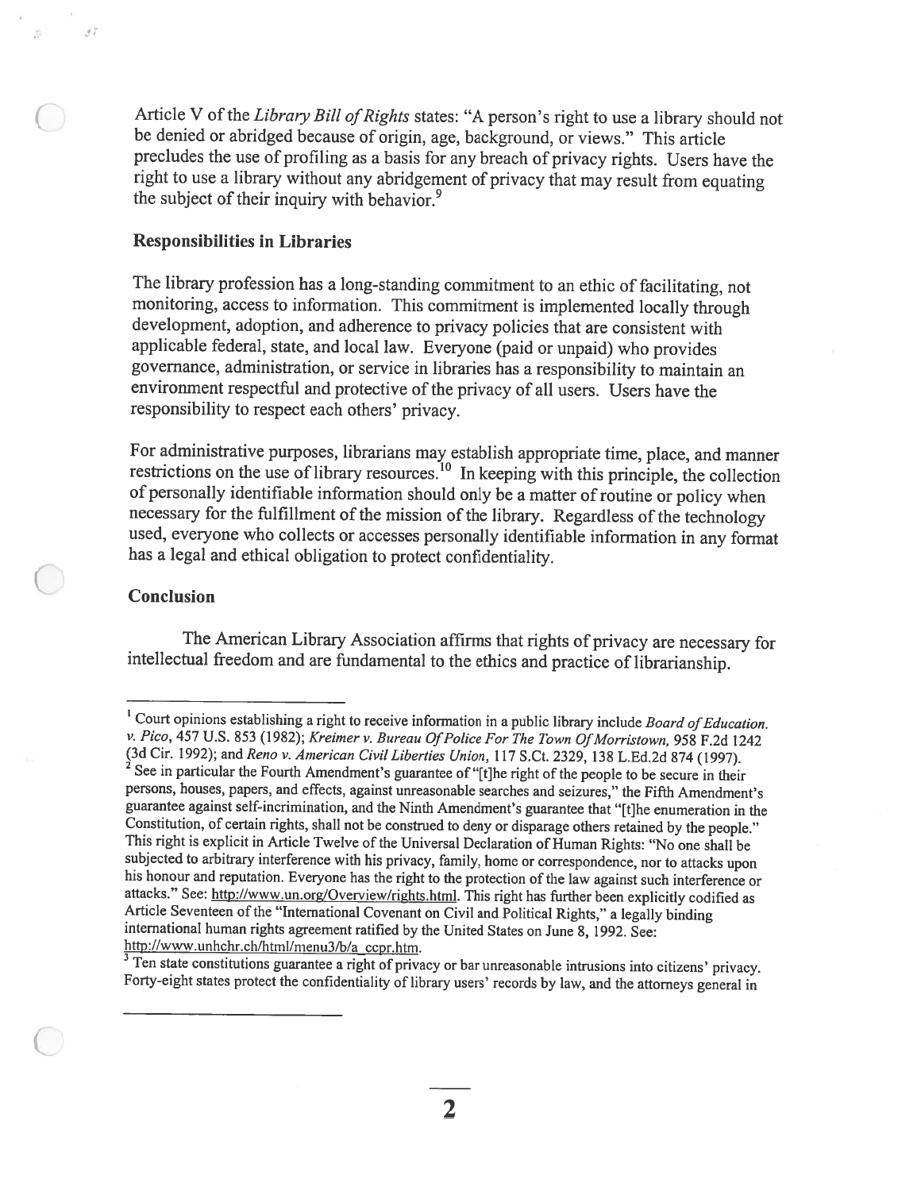Article V of the *Library Bill of Rights* states: "A person's right to use a library should not be denied or abridged because of origin, age, background, or views." This article precludes the use of profiling as a basis for any breach of privacy rights. Users have the right to use a library without any abridgement of privacy that may result from equating the subject of their inquiry with behavior.[9]

**Responsibilities in Libraries**

The library profession has a long-standing commitment to an ethic of facilitating, not monitoring, access to information. This commitment is implemented locally through development, adoption, and adherence to privacy policies that are consistent with applicable federal, state, and local law. Everyone (paid or unpaid) who provides governance, administration, or service in libraries has a responsibility to maintain an environment respectful and protective of the privacy of all users. Users have the responsibility to respect each others' privacy.

For administrative purposes, librarians may establish appropriate time, place, and manner restrictions on the use of library resources.[10] In keeping with this principle, the collection of personally identifiable information should only be a matter of routine or policy when necessary for the fulfillment of the mission of the library. Regardless of the technology used, everyone who collects or accesses personally identifiable information in any format has a legal and ethical obligation to protect confidentiality.

**Conclusion**

The American Library Association affirms that rights of privacy are necessary for intellectual freedom and are fundamental to the ethics and practice of librarianship.

---

[1] Court opinions establishing a right to receive information in a public library include *Board of Education. v. Pico*, 457 U.S. 853 (1982); *Kreimer v. Bureau Of Police For The Town Of Morristown*, 958 F.2d 1242 (3d Cir. 1992); and *Reno v. American Civil Liberties Union*, 117 S.Ct. 2329, 138 L.Ed.2d 874 (1997).

[2] See in particular the Fourth Amendment's guarantee of "[t]he right of the people to be secure in their persons, houses, papers, and effects, against unreasonable searches and seizures," the Fifth Amendment's guarantee against self-incrimination, and the Ninth Amendment's guarantee that "[t]he enumeration in the Constitution, of certain rights, shall not be construed to deny or disparage others retained by the people." This right is explicit in Article Twelve of the Universal Declaration of Human Rights: "No one shall be subjected to arbitrary interference with his privacy, family, home or correspondence, nor to attacks upon his honour and reputation. Everyone has the right to the protection of the law against such interference or attacks." See: http://www.un.org/Overview/rights.html. This right has further been explicitly codified as Article Seventeen of the "International Covenant on Civil and Political Rights," a legally binding international human rights agreement ratified by the United States on June 8, 1992. See: http://www.unhchr.ch/html/menu3/b/a_ccpr.htm.

[3] Ten state constitutions guarantee a right of privacy or bar unreasonable intrusions into citizens' privacy. Forty-eight states protect the confidentiality of library users' records by law, and the attorneys general in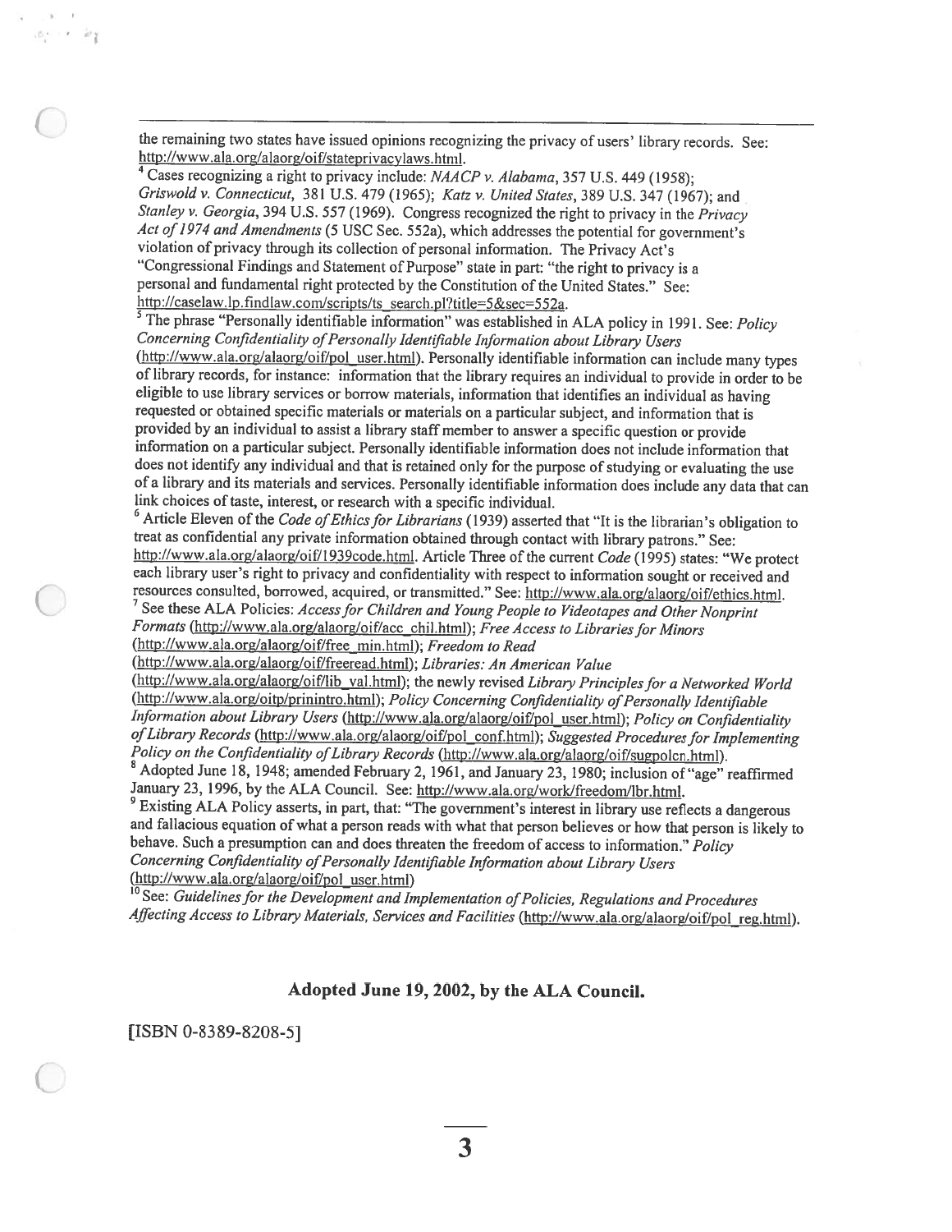the remaining two states have issued opinions recognizing the privacy of users' library records. See: http://www.ala.org/alaorg/oif/stateprivacylaws.html.

[4] Cases recognizing a right to privacy include: *NAACP v. Alabama*, 357 U.S. 449 (1958); *Griswold v. Connecticut*, 381 U.S. 479 (1965); *Katz v. United States*, 389 U.S. 347 (1967); and *Stanley v. Georgia*, 394 U.S. 557 (1969). Congress recognized the right to privacy in the *Privacy Act of 1974 and Amendments* (5 USC Sec. 552a), which addresses the potential for government's violation of privacy through its collection of personal information. The Privacy Act's "Congressional Findings and Statement of Purpose" state in part: "the right to privacy is a personal and fundamental right protected by the Constitution of the United States." See: http://caselaw.lp.findlaw.com/scripts/ts_search.pl?title=5&sec=552a.

[5] The phrase "Personally identifiable information" was established in ALA policy in 1991. See: *Policy Concerning Confidentiality of Personally Identifiable Information about Library Users* (http://www.ala.org/alaorg/oif/pol_user.html). Personally identifiable information can include many types of library records, for instance: information that the library requires an individual to provide in order to be eligible to use library services or borrow materials, information that identifies an individual as having requested or obtained specific materials or materials on a particular subject, and information that is provided by an individual to assist a library staff member to answer a specific question or provide information on a particular subject. Personally identifiable information does not include information that does not identify any individual and that is retained only for the purpose of studying or evaluating the use of a library and its materials and services. Personally identifiable information does include any data that can link choices of taste, interest, or research with a specific individual.

[6] Article Eleven of the *Code of Ethics for Librarians* (1939) asserted that "It is the librarian's obligation to treat as confidential any private information obtained through contact with library patrons." See: http://www.ala.org/alaorg/oif/1939code.html. Article Three of the current *Code* (1995) states: "We protect each library user's right to privacy and confidentiality with respect to information sought or received and resources consulted, borrowed, acquired, or transmitted." See: http://www.ala.org/alaorg/oif/ethics.html.

[7] See these ALA Policies: *Access for Children and Young People to Videotapes and Other Nonprint Formats* (http://www.ala.org/alaorg/oif/acc_chil.html); *Free Access to Libraries for Minors* (http://www.ala.org/alaorg/oif/free_min.html); *Freedom to Read* (http://www.ala.org/alaorg/oif/freeread.html); *Libraries: An American Value* (http://www.ala.org/alaorg/oif/lib_val.html); the newly revised *Library Principles for a Networked World* (http://www.ala.org/oitp/prinintro.html); *Policy Concerning Confidentiality of Personally Identifiable Information about Library Users* (http://www.ala.org/alaorg/oif/pol_user.html); *Policy on Confidentiality of Library Records* (http://www.ala.org/alaorg/oif/pol_conf.html); *Suggested Procedures for Implementing Policy on the Confidentiality of Library Records* (http://www.ala.org/alaorg/oif/sugpolcn.html).

[8] Adopted June 18, 1948; amended February 2, 1961, and January 23, 1980; inclusion of "age" reaffirmed January 23, 1996, by the ALA Council. See: http://www.ala.org/work/freedom/lbr.html.

[9] Existing ALA Policy asserts, in part, that: "The government's interest in library use reflects a dangerous and fallacious equation of what a person reads with what that person believes or how that person is likely to behave. Such a presumption can and does threaten the freedom of access to information." *Policy Concerning Confidentiality of Personally Identifiable Information about Library Users* (http://www.ala.org/alaorg/oif/pol_user.html)

[10] See: *Guidelines for the Development and Implementation of Policies, Regulations and Procedures Affecting Access to Library Materials, Services and Facilities* (http://www.ala.org/alaorg/oif/pol_reg.html).

**Adopted June 19, 2002, by the ALA Council.**

[ISBN 0-8389-8208-5]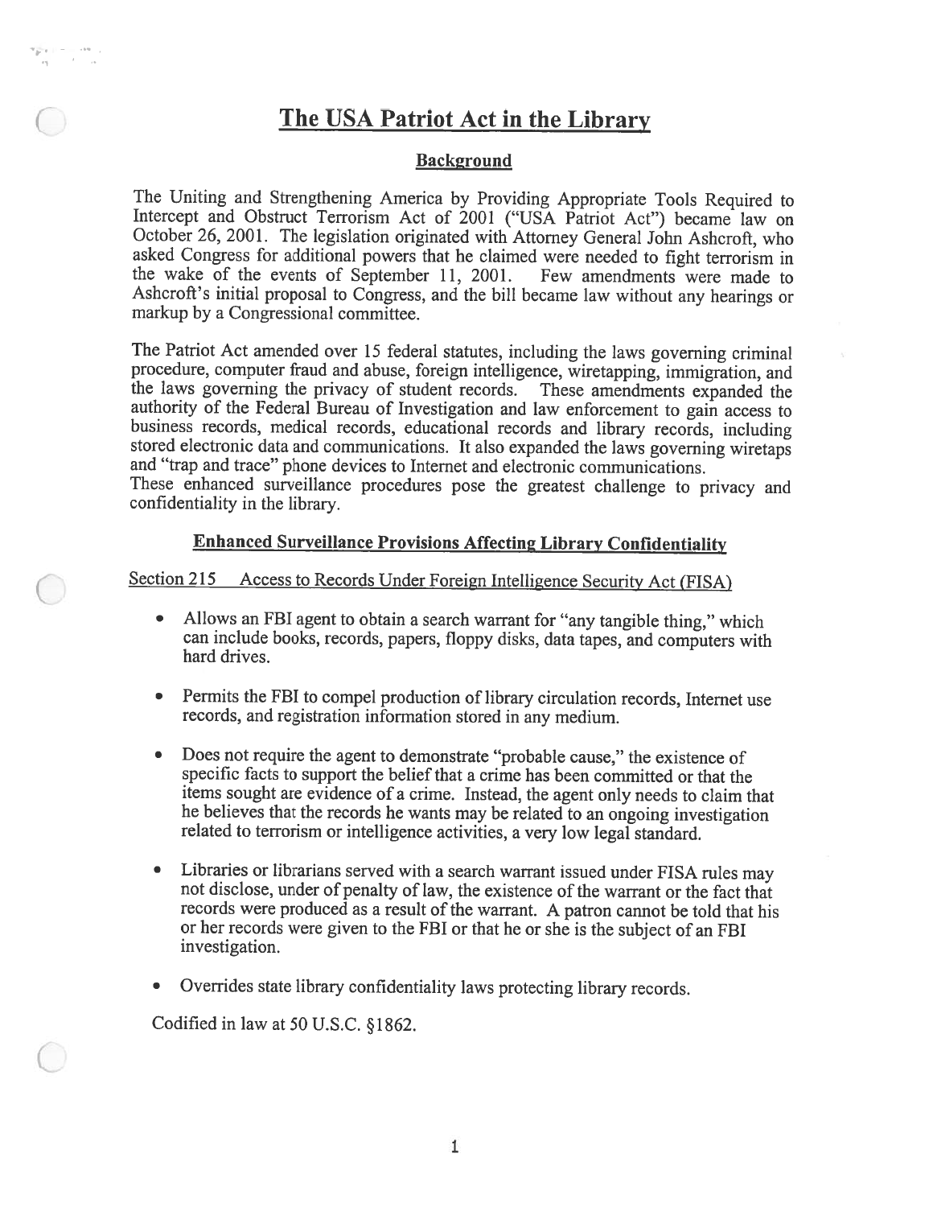# The USA Patriot Act in the Library

## Background

The Uniting and Strengthening America by Providing Appropriate Tools Required to Intercept and Obstruct Terrorism Act of 2001 ("USA Patriot Act") became law on October 26, 2001. The legislation originated with Attorney General John Ashcroft, who asked Congress for additional powers that he claimed were needed to fight terrorism in the wake of the events of September 11, 2001. Few amendments were made to Ashcroft's initial proposal to Congress, and the bill became law without any hearings or markup by a Congressional committee.

The Patriot Act amended over 15 federal statutes, including the laws governing criminal procedure, computer fraud and abuse, foreign intelligence, wiretapping, immigration, and the laws governing the privacy of student records. These amendments expanded the authority of the Federal Bureau of Investigation and law enforcement to gain access to business records, medical records, educational records and library records, including stored electronic data and communications. It also expanded the laws governing wiretaps and "trap and trace" phone devices to Internet and electronic communications.
These enhanced surveillance procedures pose the greatest challenge to privacy and confidentiality in the library.

## Enhanced Surveillance Provisions Affecting Library Confidentiality

Section 215 Access to Records Under Foreign Intelligence Security Act (FISA)

- Allows an FBI agent to obtain a search warrant for "any tangible thing," which can include books, records, papers, floppy disks, data tapes, and computers with hard drives.
- Permits the FBI to compel production of library circulation records, Internet use records, and registration information stored in any medium.
- Does not require the agent to demonstrate "probable cause," the existence of specific facts to support the belief that a crime has been committed or that the items sought are evidence of a crime. Instead, the agent only needs to claim that he believes that the records he wants may be related to an ongoing investigation related to terrorism or intelligence activities, a very low legal standard.
- Libraries or librarians served with a search warrant issued under FISA rules may not disclose, under of penalty of law, the existence of the warrant or the fact that records were produced as a result of the warrant. A patron cannot be told that his or her records were given to the FBI or that he or she is the subject of an FBI investigation.
- Overrides state library confidentiality laws protecting library records.

Codified in law at 50 U.S.C. §1862.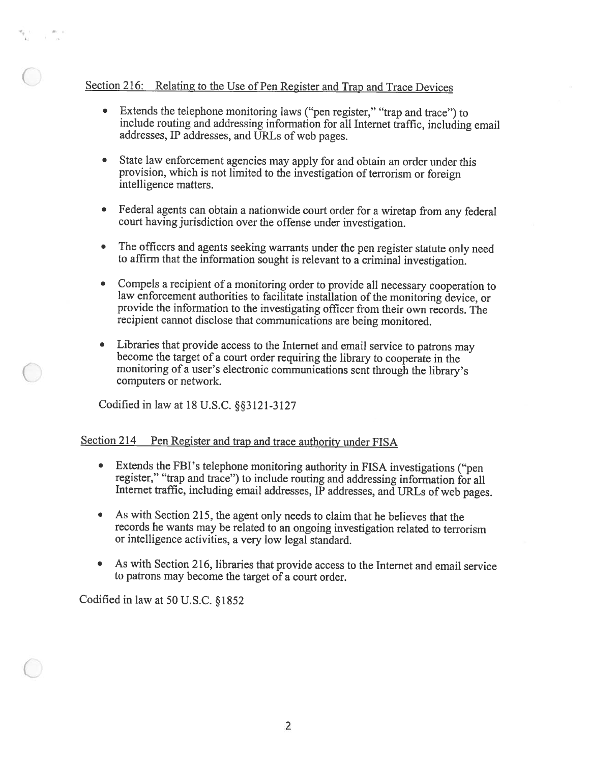## Section 216: Relating to the Use of Pen Register and Trap and Trace Devices

- Extends the telephone monitoring laws ("pen register," "trap and trace") to include routing and addressing information for all Internet traffic, including email addresses, IP addresses, and URLs of web pages.
- State law enforcement agencies may apply for and obtain an order under this provision, which is not limited to the investigation of terrorism or foreign intelligence matters.
- Federal agents can obtain a nationwide court order for a wiretap from any federal court having jurisdiction over the offense under investigation.
- The officers and agents seeking warrants under the pen register statute only need to affirm that the information sought is relevant to a criminal investigation.
- Compels a recipient of a monitoring order to provide all necessary cooperation to law enforcement authorities to facilitate installation of the monitoring device, or provide the information to the investigating officer from their own records. The recipient cannot disclose that communications are being monitored.
- Libraries that provide access to the Internet and email service to patrons may become the target of a court order requiring the library to cooperate in the monitoring of a user's electronic communications sent through the library's computers or network.

Codified in law at 18 U.S.C. §§3121-3127

## Section 214 Pen Register and trap and trace authority under FISA

- Extends the FBI's telephone monitoring authority in FISA investigations ("pen register," "trap and trace") to include routing and addressing information for all Internet traffic, including email addresses, IP addresses, and URLs of web pages.
- As with Section 215, the agent only needs to claim that he believes that the records he wants may be related to an ongoing investigation related to terrorism or intelligence activities, a very low legal standard.
- As with Section 216, libraries that provide access to the Internet and email service to patrons may become the target of a court order.

Codified in law at 50 U.S.C. §1852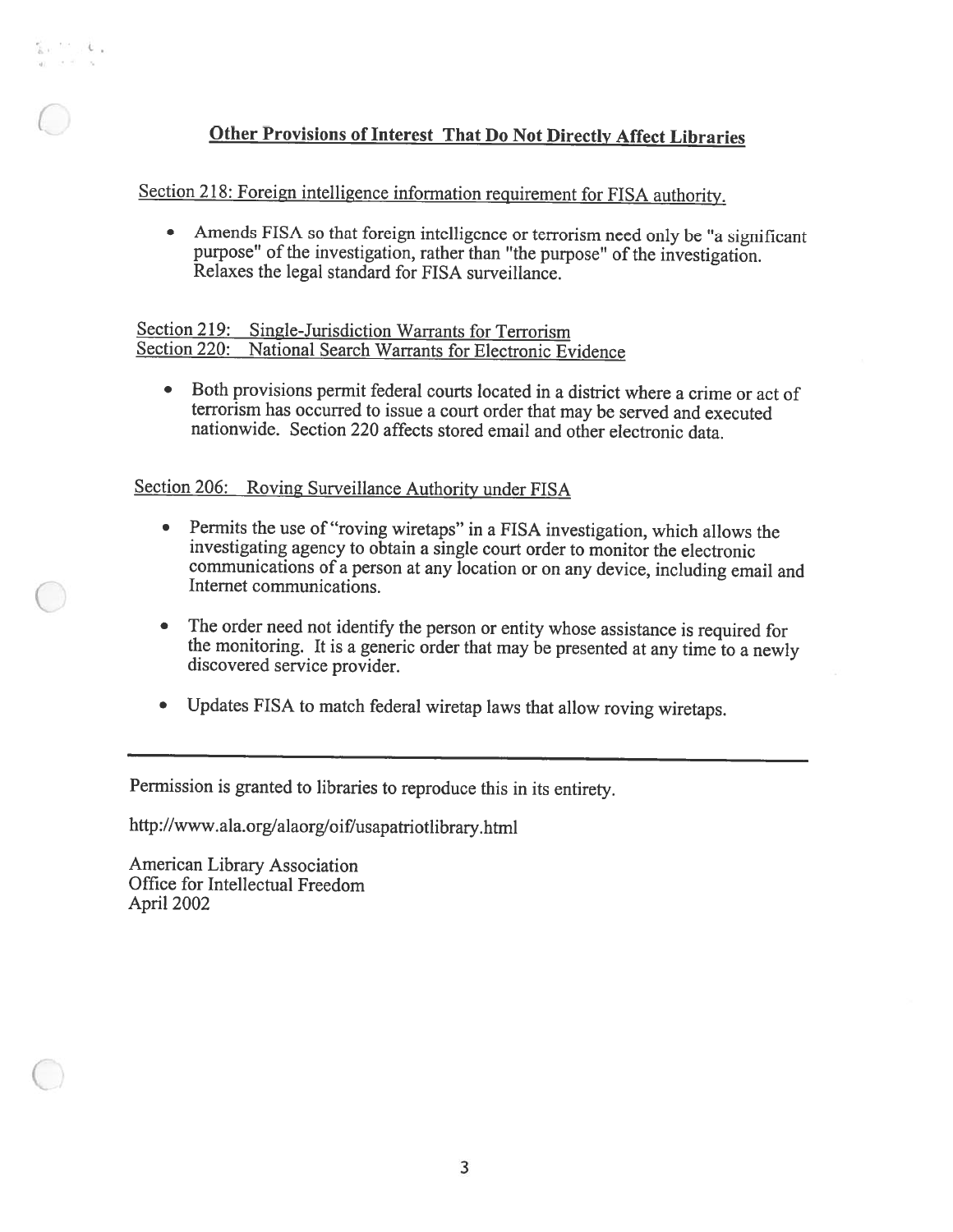## Other Provisions of Interest That Do Not Directly Affect Libraries

Section 218: Foreign intelligence information requirement for FISA authority.

- Amends FISA so that foreign intelligence or terrorism need only be "a significant purpose" of the investigation, rather than "the purpose" of the investigation. Relaxes the legal standard for FISA surveillance.

Section 219: Single-Jurisdiction Warrants for Terrorism
Section 220: National Search Warrants for Electronic Evidence

- Both provisions permit federal courts located in a district where a crime or act of terrorism has occurred to issue a court order that may be served and executed nationwide. Section 220 affects stored email and other electronic data.

Section 206: Roving Surveillance Authority under FISA

- Permits the use of "roving wiretaps" in a FISA investigation, which allows the investigating agency to obtain a single court order to monitor the electronic communications of a person at any location or on any device, including email and Internet communications.
- The order need not identify the person or entity whose assistance is required for the monitoring. It is a generic order that may be presented at any time to a newly discovered service provider.
- Updates FISA to match federal wiretap laws that allow roving wiretaps.

---

Permission is granted to libraries to reproduce this in its entirety.

http://www.ala.org/alaorg/oif/usapatriotlibrary.html

American Library Association
Office for Intellectual Freedom
April 2002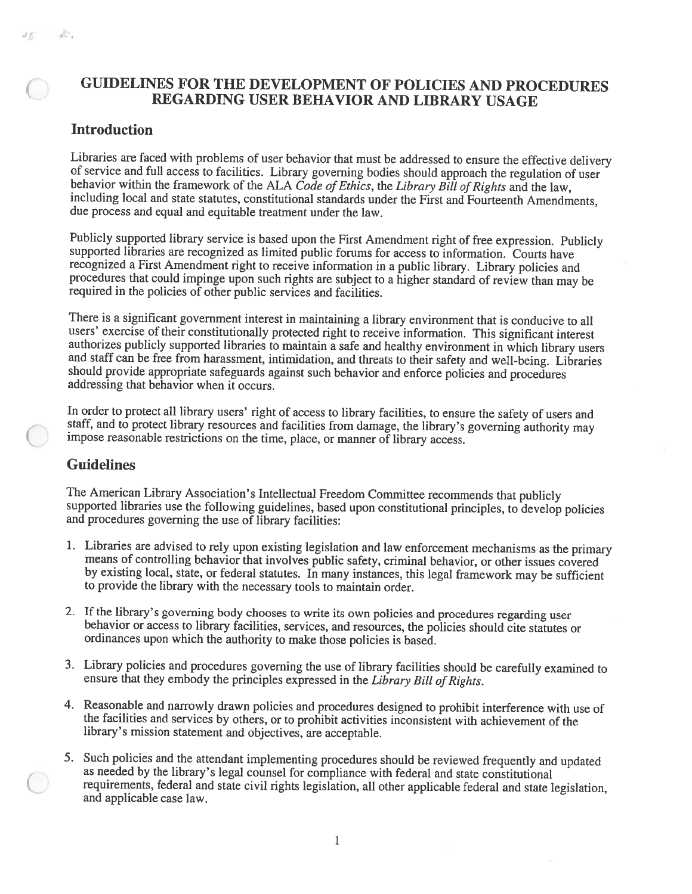# GUIDELINES FOR THE DEVELOPMENT OF POLICIES AND PROCEDURES REGARDING USER BEHAVIOR AND LIBRARY USAGE

## Introduction

Libraries are faced with problems of user behavior that must be addressed to ensure the effective delivery of service and full access to facilities. Library governing bodies should approach the regulation of user behavior within the framework of the ALA *Code of Ethics*, the *Library Bill of Rights* and the law, including local and state statutes, constitutional standards under the First and Fourteenth Amendments, due process and equal and equitable treatment under the law.

Publicly supported library service is based upon the First Amendment right of free expression. Publicly supported libraries are recognized as limited public forums for access to information. Courts have recognized a First Amendment right to receive information in a public library. Library policies and procedures that could impinge upon such rights are subject to a higher standard of review than may be required in the policies of other public services and facilities.

There is a significant government interest in maintaining a library environment that is conducive to all users' exercise of their constitutionally protected right to receive information. This significant interest authorizes publicly supported libraries to maintain a safe and healthy environment in which library users and staff can be free from harassment, intimidation, and threats to their safety and well-being. Libraries should provide appropriate safeguards against such behavior and enforce policies and procedures addressing that behavior when it occurs.

In order to protect all library users' right of access to library facilities, to ensure the safety of users and staff, and to protect library resources and facilities from damage, the library's governing authority may impose reasonable restrictions on the time, place, or manner of library access.

## Guidelines

The American Library Association's Intellectual Freedom Committee recommends that publicly supported libraries use the following guidelines, based upon constitutional principles, to develop policies and procedures governing the use of library facilities:

1. Libraries are advised to rely upon existing legislation and law enforcement mechanisms as the primary means of controlling behavior that involves public safety, criminal behavior, or other issues covered by existing local, state, or federal statutes. In many instances, this legal framework may be sufficient to provide the library with the necessary tools to maintain order.

2. If the library's governing body chooses to write its own policies and procedures regarding user behavior or access to library facilities, services, and resources, the policies should cite statutes or ordinances upon which the authority to make those policies is based.

3. Library policies and procedures governing the use of library facilities should be carefully examined to ensure that they embody the principles expressed in the *Library Bill of Rights*.

4. Reasonable and narrowly drawn policies and procedures designed to prohibit interference with use of the facilities and services by others, or to prohibit activities inconsistent with achievement of the library's mission statement and objectives, are acceptable.

5. Such policies and the attendant implementing procedures should be reviewed frequently and updated as needed by the library's legal counsel for compliance with federal and state constitutional requirements, federal and state civil rights legislation, all other applicable federal and state legislation, and applicable case law.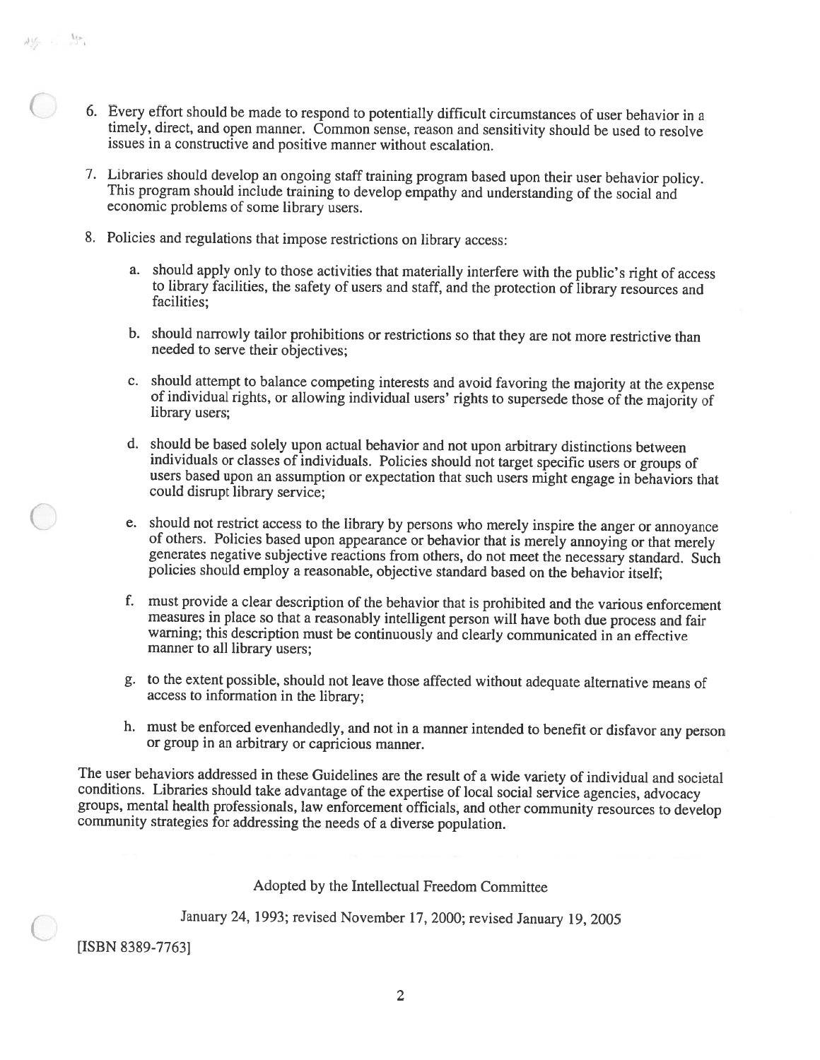6. Every effort should be made to respond to potentially difficult circumstances of user behavior in a timely, direct, and open manner. Common sense, reason and sensitivity should be used to resolve issues in a constructive and positive manner without escalation.

7. Libraries should develop an ongoing staff training program based upon their user behavior policy. This program should include training to develop empathy and understanding of the social and economic problems of some library users.

8. Policies and regulations that impose restrictions on library access:

   a. should apply only to those activities that materially interfere with the public's right of access to library facilities, the safety of users and staff, and the protection of library resources and facilities;

   b. should narrowly tailor prohibitions or restrictions so that they are not more restrictive than needed to serve their objectives;

   c. should attempt to balance competing interests and avoid favoring the majority at the expense of individual rights, or allowing individual users' rights to supersede those of the majority of library users;

   d. should be based solely upon actual behavior and not upon arbitrary distinctions between individuals or classes of individuals. Policies should not target specific users or groups of users based upon an assumption or expectation that such users might engage in behaviors that could disrupt library service;

   e. should not restrict access to the library by persons who merely inspire the anger or annoyance of others. Policies based upon appearance or behavior that is merely annoying or that merely generates negative subjective reactions from others, do not meet the necessary standard. Such policies should employ a reasonable, objective standard based on the behavior itself;

   f. must provide a clear description of the behavior that is prohibited and the various enforcement measures in place so that a reasonably intelligent person will have both due process and fair warning; this description must be continuously and clearly communicated in an effective manner to all library users;

   g. to the extent possible, should not leave those affected without adequate alternative means of access to information in the library;

   h. must be enforced evenhandedly, and not in a manner intended to benefit or disfavor any person or group in an arbitrary or capricious manner.

The user behaviors addressed in these Guidelines are the result of a wide variety of individual and societal conditions. Libraries should take advantage of the expertise of local social service agencies, advocacy groups, mental health professionals, law enforcement officials, and other community resources to develop community strategies for addressing the needs of a diverse population.

Adopted by the Intellectual Freedom Committee

January 24, 1993; revised November 17, 2000; revised January 19, 2005

[ISBN 8389-7763]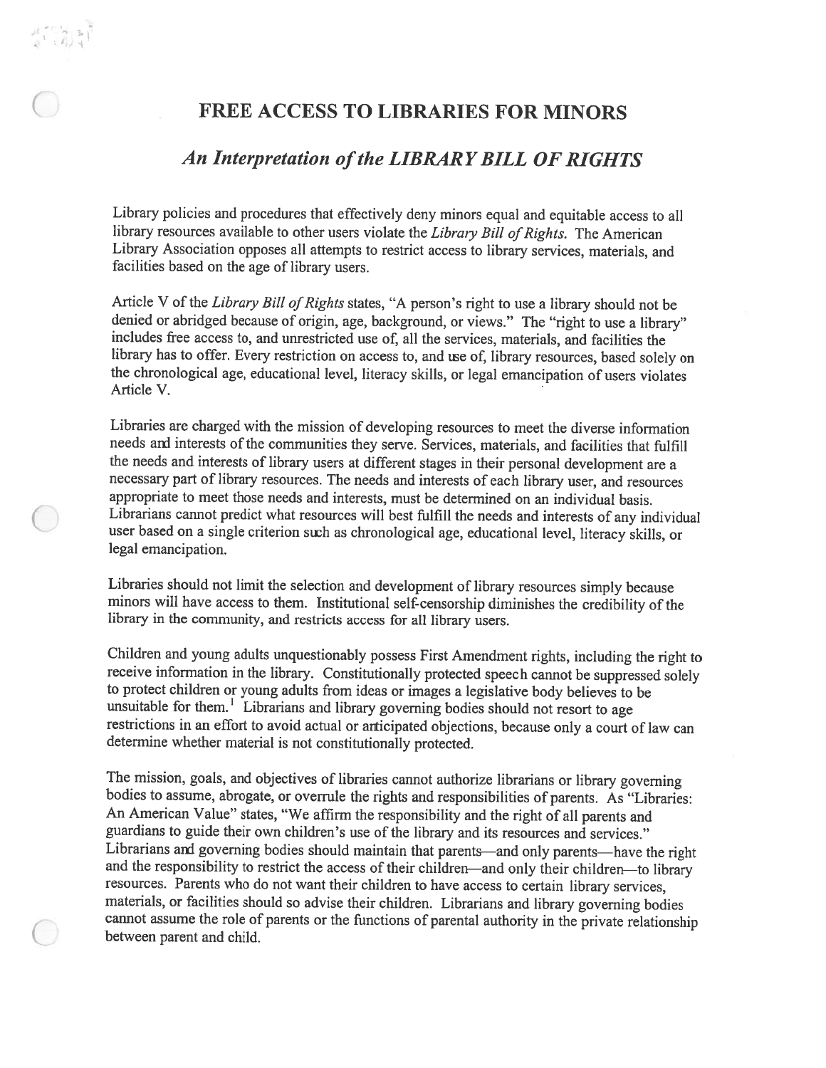# FREE ACCESS TO LIBRARIES FOR MINORS

## *An Interpretation of the LIBRARY BILL OF RIGHTS*

Library policies and procedures that effectively deny minors equal and equitable access to all library resources available to other users violate the *Library Bill of Rights*. The American Library Association opposes all attempts to restrict access to library services, materials, and facilities based on the age of library users.

Article V of the *Library Bill of Rights* states, "A person's right to use a library should not be denied or abridged because of origin, age, background, or views." The "right to use a library" includes free access to, and unrestricted use of, all the services, materials, and facilities the library has to offer. Every restriction on access to, and use of, library resources, based solely on the chronological age, educational level, literacy skills, or legal emancipation of users violates Article V.

Libraries are charged with the mission of developing resources to meet the diverse information needs and interests of the communities they serve. Services, materials, and facilities that fulfill the needs and interests of library users at different stages in their personal development are a necessary part of library resources. The needs and interests of each library user, and resources appropriate to meet those needs and interests, must be determined on an individual basis. Librarians cannot predict what resources will best fulfill the needs and interests of any individual user based on a single criterion such as chronological age, educational level, literacy skills, or legal emancipation.

Libraries should not limit the selection and development of library resources simply because minors will have access to them. Institutional self-censorship diminishes the credibility of the library in the community, and restricts access for all library users.

Children and young adults unquestionably possess First Amendment rights, including the right to receive information in the library. Constitutionally protected speech cannot be suppressed solely to protect children or young adults from ideas or images a legislative body believes to be unsuitable for them.[1] Librarians and library governing bodies should not resort to age restrictions in an effort to avoid actual or anticipated objections, because only a court of law can determine whether material is not constitutionally protected.

The mission, goals, and objectives of libraries cannot authorize librarians or library governing bodies to assume, abrogate, or overrule the rights and responsibilities of parents. As "Libraries: An American Value" states, "We affirm the responsibility and the right of all parents and guardians to guide their own children's use of the library and its resources and services." Librarians and governing bodies should maintain that parents—and only parents—have the right and the responsibility to restrict the access of their children—and only their children—to library resources. Parents who do not want their children to have access to certain library services, materials, or facilities should so advise their children. Librarians and library governing bodies cannot assume the role of parents or the functions of parental authority in the private relationship between parent and child.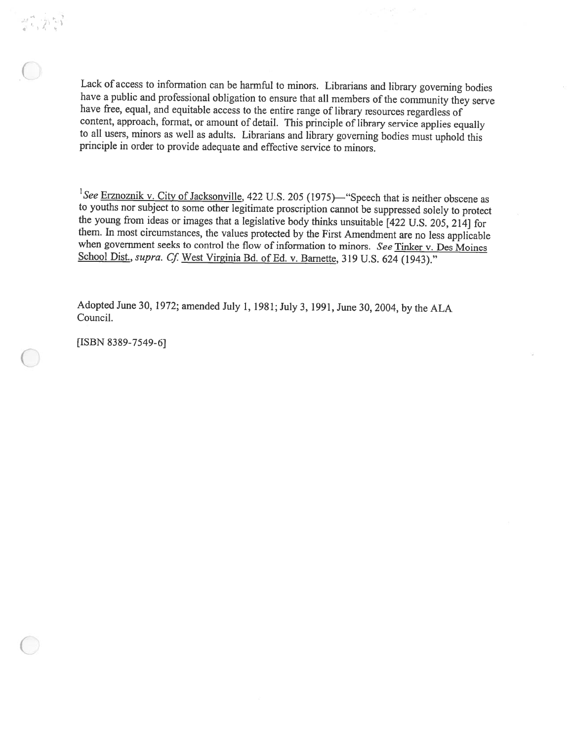Lack of access to information can be harmful to minors. Librarians and library governing bodies have a public and professional obligation to ensure that all members of the community they serve have free, equal, and equitable access to the entire range of library resources regardless of content, approach, format, or amount of detail. This principle of library service applies equally to all users, minors as well as adults. Librarians and library governing bodies must uphold this principle in order to provide adequate and effective service to minors.

[1] *See* Erznoznik v. City of Jacksonville, 422 U.S. 205 (1975)—"Speech that is neither obscene as to youths nor subject to some other legitimate proscription cannot be suppressed solely to protect the young from ideas or images that a legislative body thinks unsuitable [422 U.S. 205, 214] for them. In most circumstances, the values protected by the First Amendment are no less applicable when government seeks to control the flow of information to minors. *See* Tinker v. Des Moines School Dist., *supra*. *Cf.* West Virginia Bd. of Ed. v. Barnette, 319 U.S. 624 (1943)."

Adopted June 30, 1972; amended July 1, 1981; July 3, 1991, June 30, 2004, by the ALA Council.

[ISBN 8389-7549-6]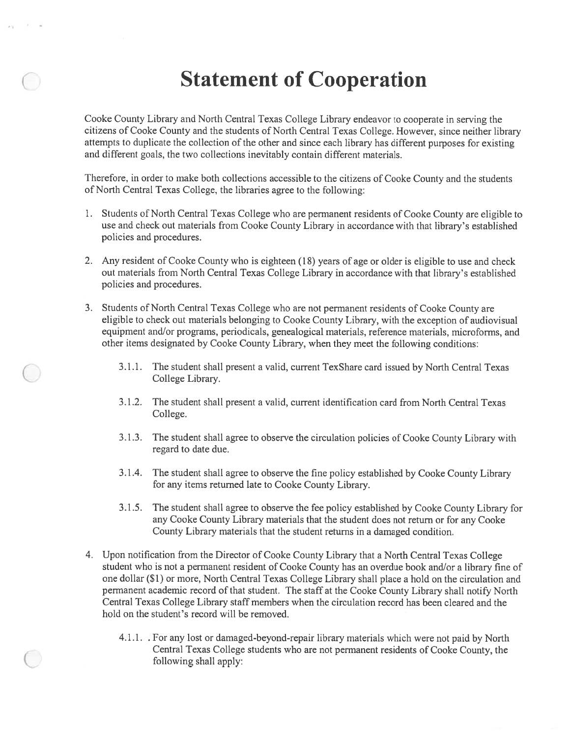# Statement of Cooperation

Cooke County Library and North Central Texas College Library endeavor to cooperate in serving the citizens of Cooke County and the students of North Central Texas College. However, since neither library attempts to duplicate the collection of the other and since each library has different purposes for existing and different goals, the two collections inevitably contain different materials.

Therefore, in order to make both collections accessible to the citizens of Cooke County and the students of North Central Texas College, the libraries agree to the following:

1. Students of North Central Texas College who are permanent residents of Cooke County are eligible to use and check out materials from Cooke County Library in accordance with that library's established policies and procedures.

2. Any resident of Cooke County who is eighteen (18) years of age or older is eligible to use and check out materials from North Central Texas College Library in accordance with that library's established policies and procedures.

3. Students of North Central Texas College who are not permanent residents of Cooke County are eligible to check out materials belonging to Cooke County Library, with the exception of audiovisual equipment and/or programs, periodicals, genealogical materials, reference materials, microforms, and other items designated by Cooke County Library, when they meet the following conditions:

   3.1.1. The student shall present a valid, current TexShare card issued by North Central Texas College Library.

   3.1.2. The student shall present a valid, current identification card from North Central Texas College.

   3.1.3. The student shall agree to observe the circulation policies of Cooke County Library with regard to date due.

   3.1.4. The student shall agree to observe the fine policy established by Cooke County Library for any items returned late to Cooke County Library.

   3.1.5. The student shall agree to observe the fee policy established by Cooke County Library for any Cooke County Library materials that the student does not return or for any Cooke County Library materials that the student returns in a damaged condition.

4. Upon notification from the Director of Cooke County Library that a North Central Texas College student who is not a permanent resident of Cooke County has an overdue book and/or a library fine of one dollar ($1) or more, North Central Texas College Library shall place a hold on the circulation and permanent academic record of that student. The staff at the Cooke County Library shall notify North Central Texas College Library staff members when the circulation record has been cleared and the hold on the student's record will be removed.

   4.1.1. . For any lost or damaged-beyond-repair library materials which were not paid by North Central Texas College students who are not permanent residents of Cooke County, the following shall apply: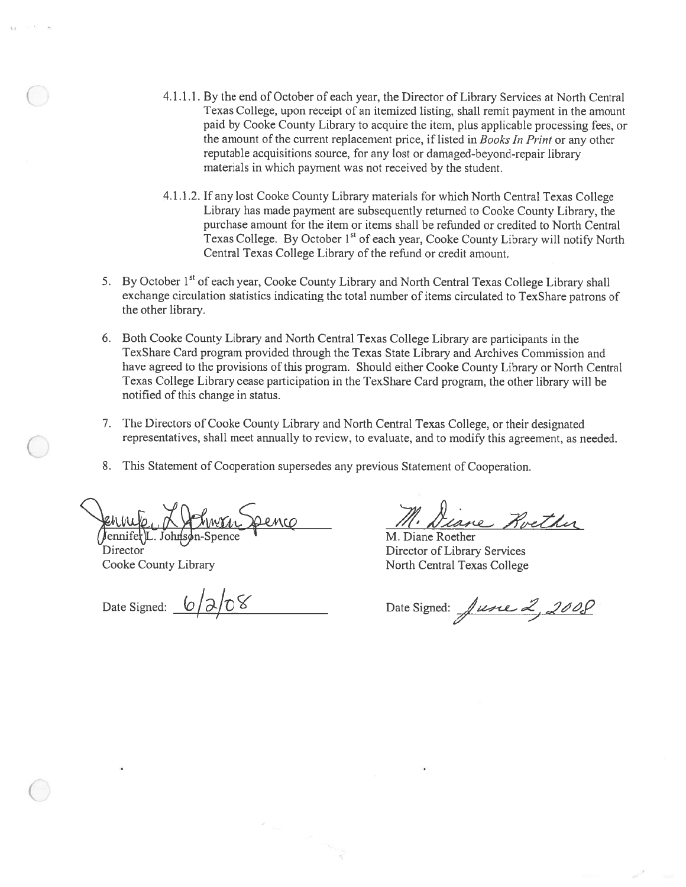4.1.1.1. By the end of October of each year, the Director of Library Services at North Central Texas College, upon receipt of an itemized listing, shall remit payment in the amount paid by Cooke County Library to acquire the item, plus applicable processing fees, or the amount of the current replacement price, if listed in *Books In Print* or any other reputable acquisitions source, for any lost or damaged-beyond-repair library materials in which payment was not received by the student.

4.1.1.2. If any lost Cooke County Library materials for which North Central Texas College Library has made payment are subsequently returned to Cooke County Library, the purchase amount for the item or items shall be refunded or credited to North Central Texas College. By October 1st of each year, Cooke County Library will notify North Central Texas College Library of the refund or credit amount.

5. By October 1st of each year, Cooke County Library and North Central Texas College Library shall exchange circulation statistics indicating the total number of items circulated to TexShare patrons of the other library.

6. Both Cooke County Library and North Central Texas College Library are participants in the TexShare Card program provided through the Texas State Library and Archives Commission and have agreed to the provisions of this program. Should either Cooke County Library or North Central Texas College Library cease participation in the TexShare Card program, the other library will be notified of this change in status.

7. The Directors of Cooke County Library and North Central Texas College, or their designated representatives, shall meet annually to review, to evaluate, and to modify this agreement, as needed.

8. This Statement of Cooperation supersedes any previous Statement of Cooperation.

Jennifer L. Johnson-Spence
Director
Cooke County Library

Date Signed: 6/2/08

M. Diane Roether
Director of Library Services
North Central Texas College

Date Signed: June 2, 2008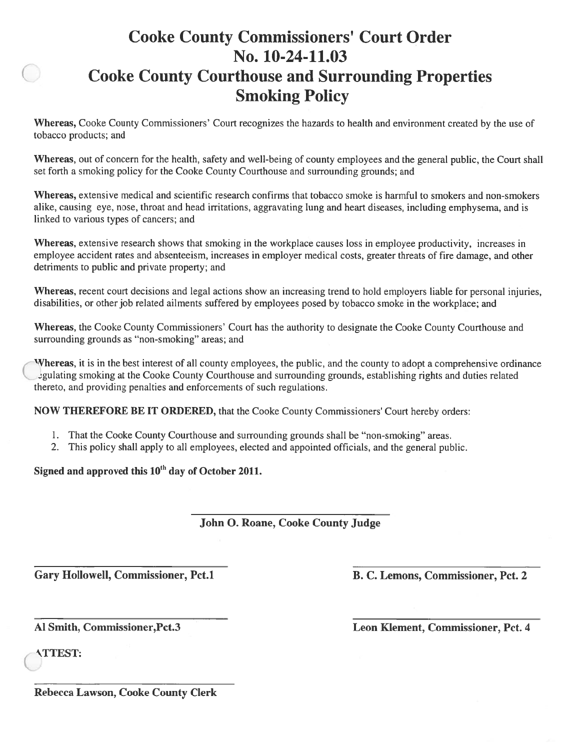# Cooke County Commissioners' Court Order No. 10-24-11.03 Cooke County Courthouse and Surrounding Properties Smoking Policy

**Whereas,** Cooke County Commissioners' Court recognizes the hazards to health and environment created by the use of tobacco products; and

**Whereas**, out of concern for the health, safety and well-being of county employees and the general public, the Court shall set forth a smoking policy for the Cooke County Courthouse and surrounding grounds; and

**Whereas,** extensive medical and scientific research confirms that tobacco smoke is harmful to smokers and non-smokers alike, causing eye, nose, throat and head irritations, aggravating lung and heart diseases, including emphysema, and is linked to various types of cancers; and

**Whereas**, extensive research shows that smoking in the workplace causes loss in employee productivity, increases in employee accident rates and absenteeism, increases in employer medical costs, greater threats of fire damage, and other detriments to public and private property; and

**Whereas**, recent court decisions and legal actions show an increasing trend to hold employers liable for personal injuries, disabilities, or other job related ailments suffered by employees posed by tobacco smoke in the workplace; and

**Whereas**, the Cooke County Commissioners' Court has the authority to designate the Cooke County Courthouse and surrounding grounds as "non-smoking" areas; and

**Whereas**, it is in the best interest of all county employees, the public, and the county to adopt a comprehensive ordinance regulating smoking at the Cooke County Courthouse and surrounding grounds, establishing rights and duties related thereto, and providing penalties and enforcements of such regulations.

**NOW THEREFORE BE IT ORDERED,** that the Cooke County Commissioners' Court hereby orders:

1. That the Cooke County Courthouse and surrounding grounds shall be "non-smoking" areas.
2. This policy shall apply to all employees, elected and appointed officials, and the general public.

**Signed and approved this 10th day of October 2011.**

**John O. Roane, Cooke County Judge**

**Gary Hollowell, Commissioner, Pct.1**

**B. C. Lemons, Commissioner, Pct. 2**

**Al Smith, Commissioner,Pct.3**

**Leon Klement, Commissioner, Pct. 4**

**ATTEST:**

**Rebecca Lawson, Cooke County Clerk**